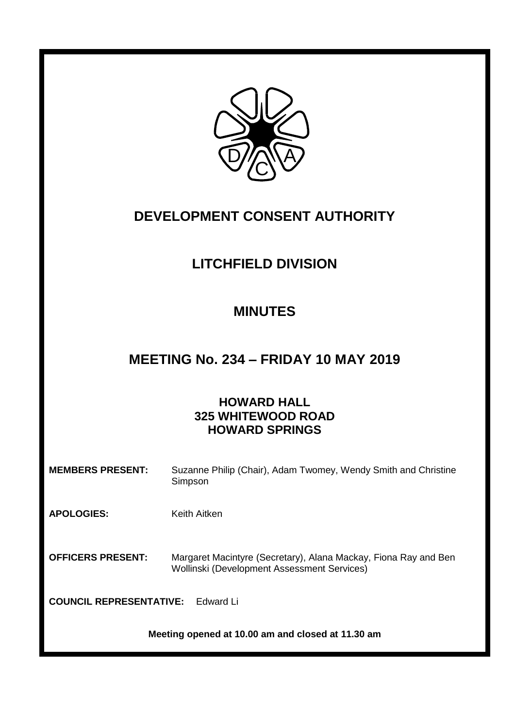# DEVELOPMENT CONSENT AUTHORITY

## LITCHFIELD DIVISION

## MINUTES

## MEETING No. 234 – FRIDAY 10 MAY 2019

### HOWARD HALL
### 325 WHITEWOOD ROAD
### HOWARD SPRINGS

**MEMBERS PRESENT:** Suzanne Philip (Chair), Adam Twomey, Wendy Smith and Christine Simpson

**APOLOGIES:** Keith Aitken

**OFFICERS PRESENT:** Margaret Macintyre (Secretary), Alana Mackay, Fiona Ray and Ben Wollinski (Development Assessment Services)

**COUNCIL REPRESENTATIVE:** Edward Li

**Meeting opened at 10.00 am and closed at 11.30 am**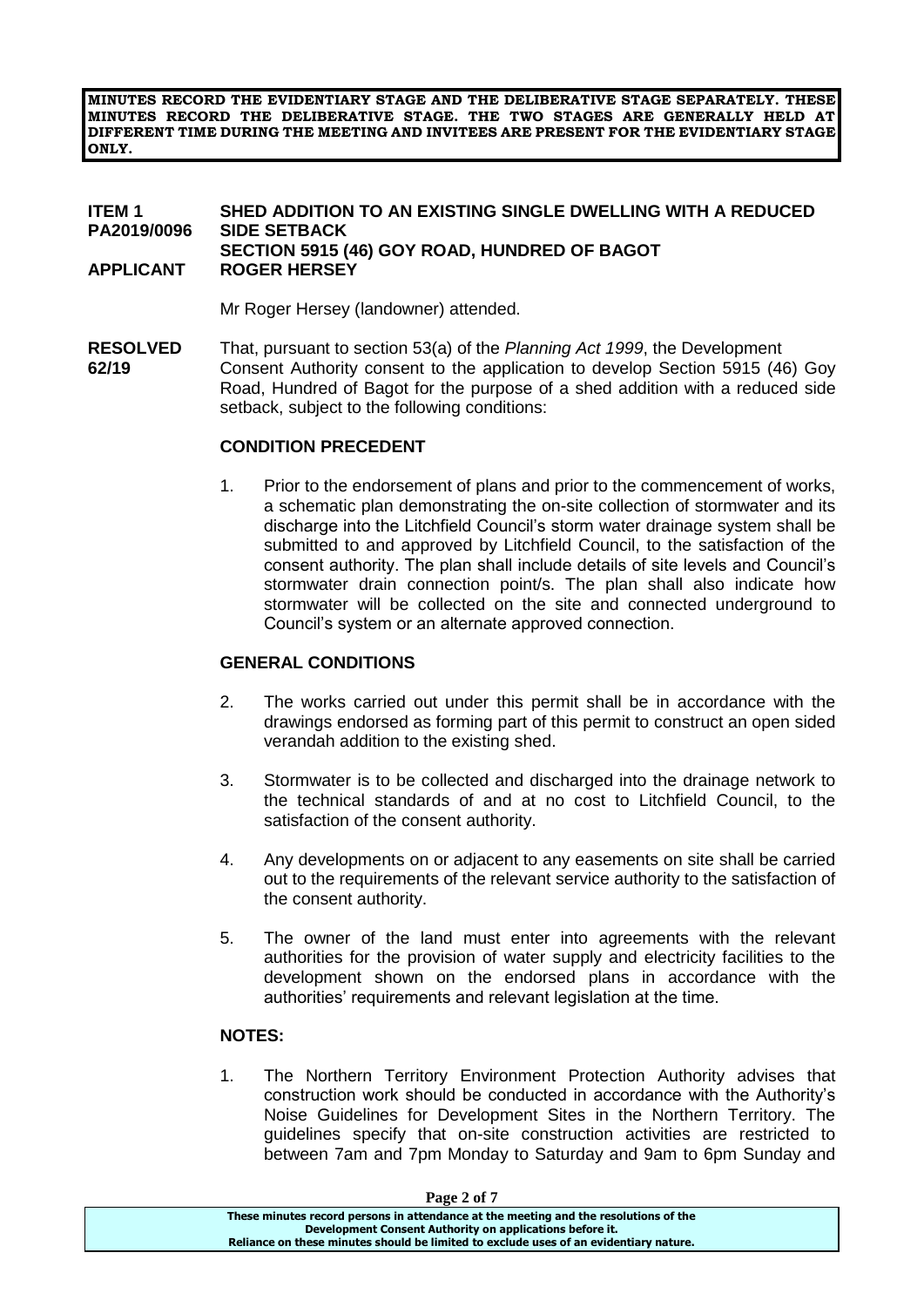**MINUTES RECORD THE EVIDENTIARY STAGE AND THE DELIBERATIVE STAGE SEPARATELY. THESE MINUTES RECORD THE DELIBERATIVE STAGE. THE TWO STAGES ARE GENERALLY HELD AT DIFFERENT TIME DURING THE MEETING AND INVITEES ARE PRESENT FOR THE EVIDENTIARY STAGE ONLY.**

**ITEM 1** **SHED ADDITION TO AN EXISTING SINGLE DWELLING WITH A REDUCED**
**PA2019/0096** **SIDE SETBACK**
**SECTION 5915 (46) GOY ROAD, HUNDRED OF BAGOT**
**APPLICANT** **ROGER HERSEY**

Mr Roger Hersey (landowner) attended.

**RESOLVED 62/19** That, pursuant to section 53(a) of the *Planning Act 1999*, the Development Consent Authority consent to the application to develop Section 5915 (46) Goy Road, Hundred of Bagot for the purpose of a shed addition with a reduced side setback, subject to the following conditions:

**CONDITION PRECEDENT**

1. Prior to the endorsement of plans and prior to the commencement of works, a schematic plan demonstrating the on-site collection of stormwater and its discharge into the Litchfield Council's storm water drainage system shall be submitted to and approved by Litchfield Council, to the satisfaction of the consent authority. The plan shall include details of site levels and Council's stormwater drain connection point/s. The plan shall also indicate how stormwater will be collected on the site and connected underground to Council's system or an alternate approved connection.

**GENERAL CONDITIONS**

2. The works carried out under this permit shall be in accordance with the drawings endorsed as forming part of this permit to construct an open sided verandah addition to the existing shed.

3. Stormwater is to be collected and discharged into the drainage network to the technical standards of and at no cost to Litchfield Council, to the satisfaction of the consent authority.

4. Any developments on or adjacent to any easements on site shall be carried out to the requirements of the relevant service authority to the satisfaction of the consent authority.

5. The owner of the land must enter into agreements with the relevant authorities for the provision of water supply and electricity facilities to the development shown on the endorsed plans in accordance with the authorities' requirements and relevant legislation at the time.

**NOTES:**

1. The Northern Territory Environment Protection Authority advises that construction work should be conducted in accordance with the Authority's Noise Guidelines for Development Sites in the Northern Territory. The guidelines specify that on-site construction activities are restricted to between 7am and 7pm Monday to Saturday and 9am to 6pm Sunday and

**These minutes record persons in attendance at the meeting and the resolutions of the Development Consent Authority on applications before it. Reliance on these minutes should be limited to exclude uses of an evidentiary nature.**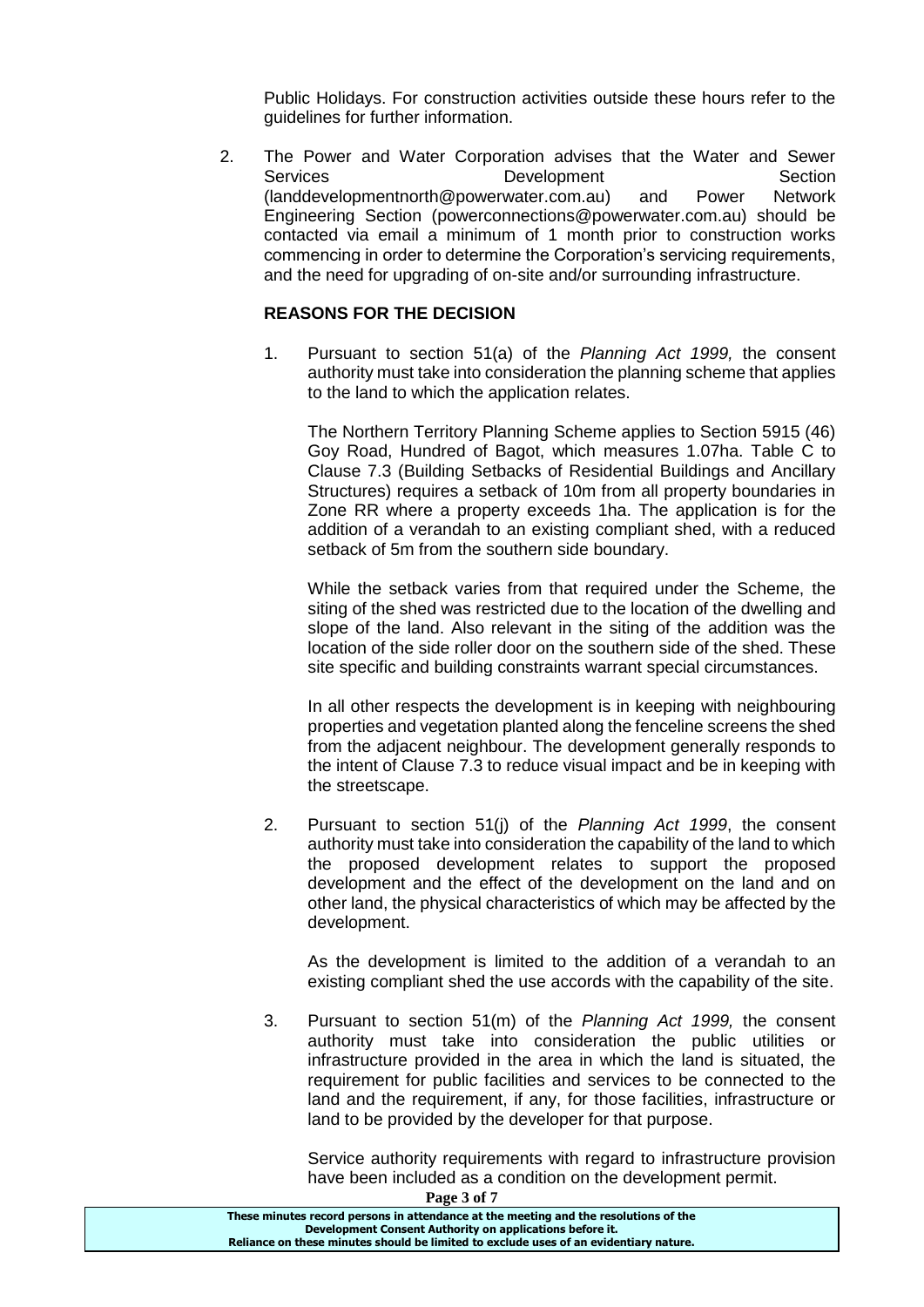Public Holidays. For construction activities outside these hours refer to the guidelines for further information.

2. The Power and Water Corporation advises that the Water and Sewer Services Development Section (landdevelopmentnorth@powerwater.com.au) and Power Network Engineering Section (powerconnections@powerwater.com.au) should be contacted via email a minimum of 1 month prior to construction works commencing in order to determine the Corporation's servicing requirements, and the need for upgrading of on-site and/or surrounding infrastructure.

**REASONS FOR THE DECISION**

1. Pursuant to section 51(a) of the *Planning Act 1999,* the consent authority must take into consideration the planning scheme that applies to the land to which the application relates.

   The Northern Territory Planning Scheme applies to Section 5915 (46) Goy Road, Hundred of Bagot, which measures 1.07ha. Table C to Clause 7.3 (Building Setbacks of Residential Buildings and Ancillary Structures) requires a setback of 10m from all property boundaries in Zone RR where a property exceeds 1ha. The application is for the addition of a verandah to an existing compliant shed, with a reduced setback of 5m from the southern side boundary.

   While the setback varies from that required under the Scheme, the siting of the shed was restricted due to the location of the dwelling and slope of the land. Also relevant in the siting of the addition was the location of the side roller door on the southern side of the shed. These site specific and building constraints warrant special circumstances.

   In all other respects the development is in keeping with neighbouring properties and vegetation planted along the fenceline screens the shed from the adjacent neighbour. The development generally responds to the intent of Clause 7.3 to reduce visual impact and be in keeping with the streetscape.

2. Pursuant to section 51(j) of the *Planning Act 1999*, the consent authority must take into consideration the capability of the land to which the proposed development relates to support the proposed development and the effect of the development on the land and on other land, the physical characteristics of which may be affected by the development.

   As the development is limited to the addition of a verandah to an existing compliant shed the use accords with the capability of the site.

3. Pursuant to section 51(m) of the *Planning Act 1999,* the consent authority must take into consideration the public utilities or infrastructure provided in the area in which the land is situated, the requirement for public facilities and services to be connected to the land and the requirement, if any, for those facilities, infrastructure or land to be provided by the developer for that purpose.

   Service authority requirements with regard to infrastructure provision have been included as a condition on the development permit.

**These minutes record persons in attendance at the meeting and the resolutions of the Development Consent Authority on applications before it. Reliance on these minutes should be limited to exclude uses of an evidentiary nature.**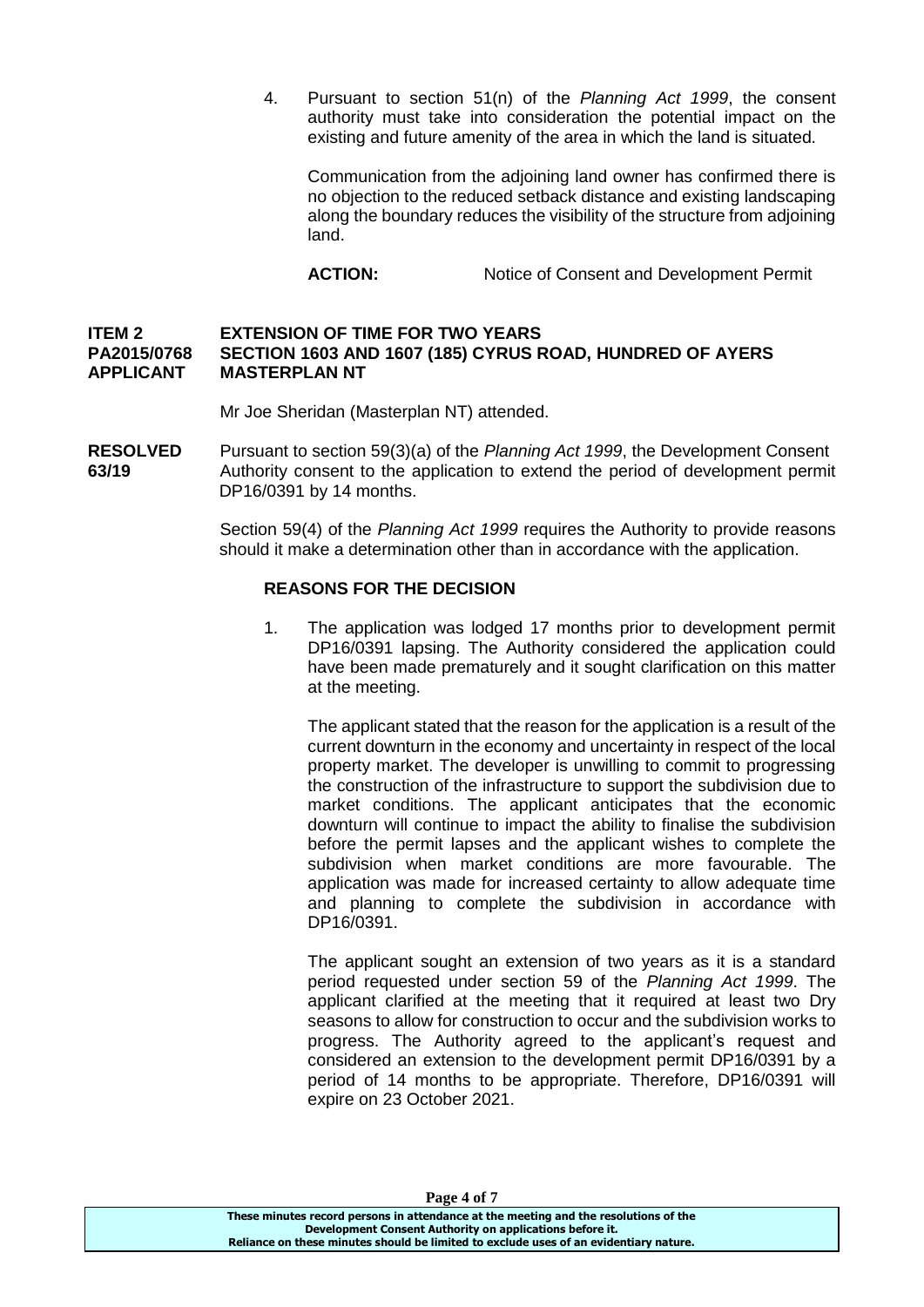4. Pursuant to section 51(n) of the *Planning Act 1999*, the consent authority must take into consideration the potential impact on the existing and future amenity of the area in which the land is situated.

   Communication from the adjoining land owner has confirmed there is no objection to the reduced setback distance and existing landscaping along the boundary reduces the visibility of the structure from adjoining land.

   **ACTION:** Notice of Consent and Development Permit

**ITEM 2 EXTENSION OF TIME FOR TWO YEARS**
**PA2015/0768 SECTION 1603 AND 1607 (185) CYRUS ROAD, HUNDRED OF AYERS**
**APPLICANT MASTERPLAN NT**

Mr Joe Sheridan (Masterplan NT) attended.

**RESOLVED 63/19** Pursuant to section 59(3)(a) of the *Planning Act 1999*, the Development Consent Authority consent to the application to extend the period of development permit DP16/0391 by 14 months.

Section 59(4) of the *Planning Act 1999* requires the Authority to provide reasons should it make a determination other than in accordance with the application.

**REASONS FOR THE DECISION**

1. The application was lodged 17 months prior to development permit DP16/0391 lapsing. The Authority considered the application could have been made prematurely and it sought clarification on this matter at the meeting.

   The applicant stated that the reason for the application is a result of the current downturn in the economy and uncertainty in respect of the local property market. The developer is unwilling to commit to progressing the construction of the infrastructure to support the subdivision due to market conditions. The applicant anticipates that the economic downturn will continue to impact the ability to finalise the subdivision before the permit lapses and the applicant wishes to complete the subdivision when market conditions are more favourable. The application was made for increased certainty to allow adequate time and planning to complete the subdivision in accordance with DP16/0391.

   The applicant sought an extension of two years as it is a standard period requested under section 59 of the *Planning Act 1999*. The applicant clarified at the meeting that it required at least two Dry seasons to allow for construction to occur and the subdivision works to progress. The Authority agreed to the applicant's request and considered an extension to the development permit DP16/0391 by a period of 14 months to be appropriate. Therefore, DP16/0391 will expire on 23 October 2021.

These minutes record persons in attendance at the meeting and the resolutions of the Development Consent Authority on applications before it.
Reliance on these minutes should be limited to exclude uses of an evidentiary nature.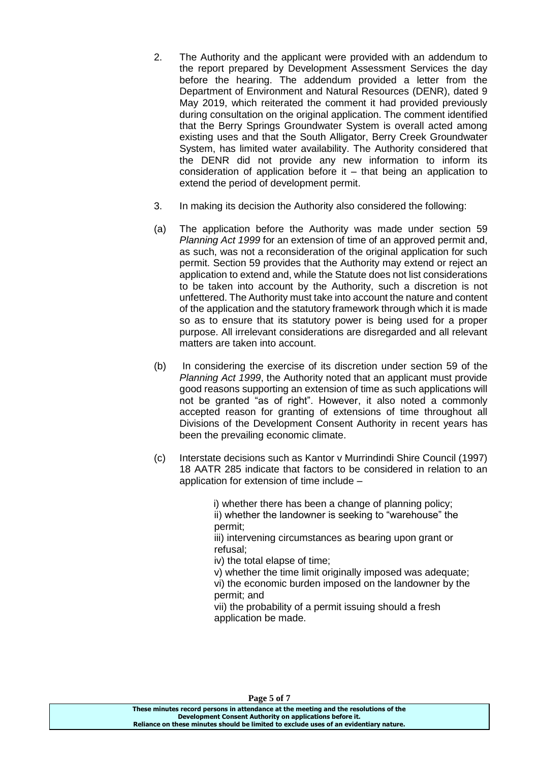2. The Authority and the applicant were provided with an addendum to the report prepared by Development Assessment Services the day before the hearing. The addendum provided a letter from the Department of Environment and Natural Resources (DENR), dated 9 May 2019, which reiterated the comment it had provided previously during consultation on the original application. The comment identified that the Berry Springs Groundwater System is overall acted among existing uses and that the South Alligator, Berry Creek Groundwater System, has limited water availability. The Authority considered that the DENR did not provide any new information to inform its consideration of application before it – that being an application to extend the period of development permit.

3. In making its decision the Authority also considered the following:

(a) The application before the Authority was made under section 59 *Planning Act 1999* for an extension of time of an approved permit and, as such, was not a reconsideration of the original application for such permit. Section 59 provides that the Authority may extend or reject an application to extend and, while the Statute does not list considerations to be taken into account by the Authority, such a discretion is not unfettered. The Authority must take into account the nature and content of the application and the statutory framework through which it is made so as to ensure that its statutory power is being used for a proper purpose. All irrelevant considerations are disregarded and all relevant matters are taken into account.

(b) In considering the exercise of its discretion under section 59 of the *Planning Act 1999*, the Authority noted that an applicant must provide good reasons supporting an extension of time as such applications will not be granted "as of right". However, it also noted a commonly accepted reason for granting of extensions of time throughout all Divisions of the Development Consent Authority in recent years has been the prevailing economic climate.

(c) Interstate decisions such as Kantor v Murrindindi Shire Council (1997) 18 AATR 285 indicate that factors to be considered in relation to an application for extension of time include –

i) whether there has been a change of planning policy;
ii) whether the landowner is seeking to "warehouse" the permit;
iii) intervening circumstances as bearing upon grant or refusal;
iv) the total elapse of time;
v) whether the time limit originally imposed was adequate;
vi) the economic burden imposed on the landowner by the permit; and
vii) the probability of a permit issuing should a fresh application be made.

**These minutes record persons in attendance at the meeting and the resolutions of the Development Consent Authority on applications before it. Reliance on these minutes should be limited to exclude uses of an evidentiary nature.**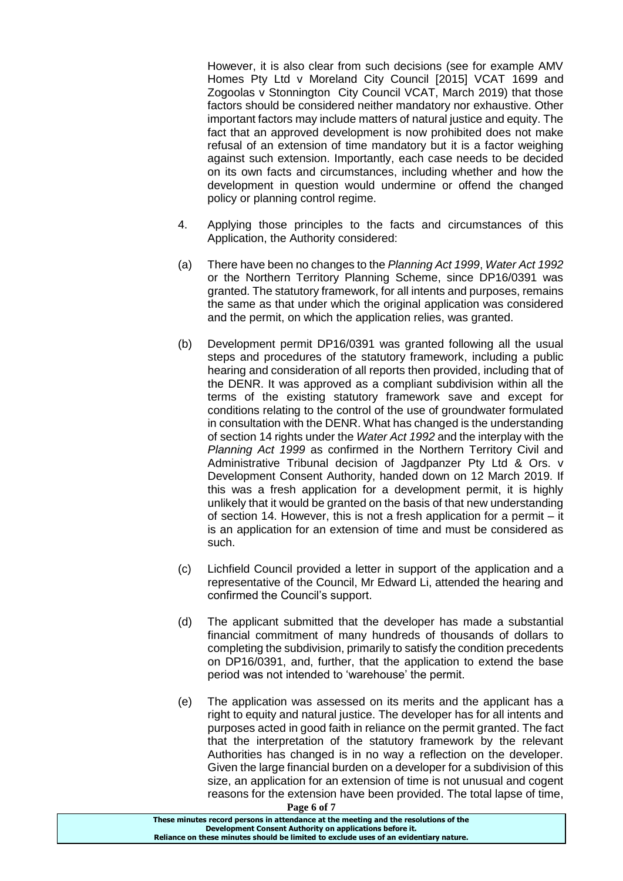However, it is also clear from such decisions (see for example AMV Homes Pty Ltd v Moreland City Council [2015] VCAT 1699 and Zogoolas v Stonnington City Council VCAT, March 2019) that those factors should be considered neither mandatory nor exhaustive. Other important factors may include matters of natural justice and equity. The fact that an approved development is now prohibited does not make refusal of an extension of time mandatory but it is a factor weighing against such extension. Importantly, each case needs to be decided on its own facts and circumstances, including whether and how the development in question would undermine or offend the changed policy or planning control regime.

4. Applying those principles to the facts and circumstances of this Application, the Authority considered:

(a) There have been no changes to the *Planning Act 1999*, *Water Act 1992* or the Northern Territory Planning Scheme, since DP16/0391 was granted. The statutory framework, for all intents and purposes, remains the same as that under which the original application was considered and the permit, on which the application relies, was granted.

(b) Development permit DP16/0391 was granted following all the usual steps and procedures of the statutory framework, including a public hearing and consideration of all reports then provided, including that of the DENR. It was approved as a compliant subdivision within all the terms of the existing statutory framework save and except for conditions relating to the control of the use of groundwater formulated in consultation with the DENR. What has changed is the understanding of section 14 rights under the *Water Act 1992* and the interplay with the *Planning Act 1999* as confirmed in the Northern Territory Civil and Administrative Tribunal decision of Jagdpanzer Pty Ltd & Ors. v Development Consent Authority, handed down on 12 March 2019. If this was a fresh application for a development permit, it is highly unlikely that it would be granted on the basis of that new understanding of section 14. However, this is not a fresh application for a permit – it is an application for an extension of time and must be considered as such.

(c) Lichfield Council provided a letter in support of the application and a representative of the Council, Mr Edward Li, attended the hearing and confirmed the Council's support.

(d) The applicant submitted that the developer has made a substantial financial commitment of many hundreds of thousands of dollars to completing the subdivision, primarily to satisfy the condition precedents on DP16/0391, and, further, that the application to extend the base period was not intended to 'warehouse' the permit.

(e) The application was assessed on its merits and the applicant has a right to equity and natural justice. The developer has for all intents and purposes acted in good faith in reliance on the permit granted. The fact that the interpretation of the statutory framework by the relevant Authorities has changed is in no way a reflection on the developer. Given the large financial burden on a developer for a subdivision of this size, an application for an extension of time is not unusual and cogent reasons for the extension have been provided. The total lapse of time,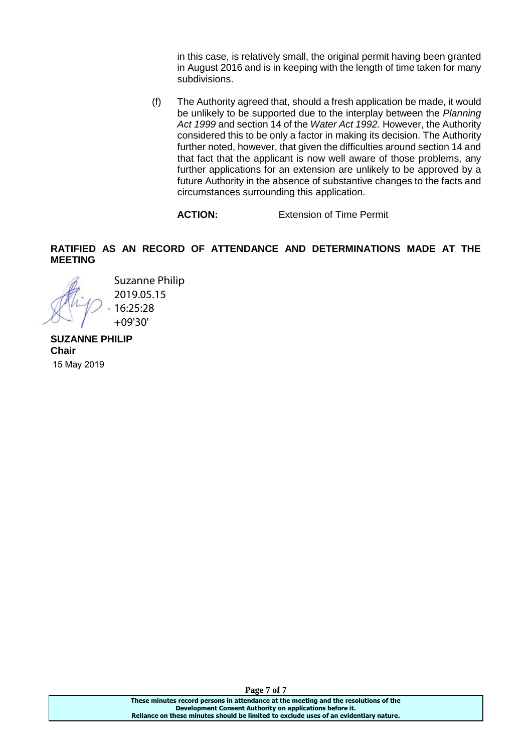in this case, is relatively small, the original permit having been granted in August 2016 and is in keeping with the length of time taken for many subdivisions.

(f) The Authority agreed that, should a fresh application be made, it would be unlikely to be supported due to the interplay between the *Planning Act 1999* and section 14 of the *Water Act 1992.* However, the Authority considered this to be only a factor in making its decision. The Authority further noted, however, that given the difficulties around section 14 and that fact that the applicant is now well aware of those problems, any further applications for an extension are unlikely to be approved by a future Authority in the absence of substantive changes to the facts and circumstances surrounding this application.

**ACTION:** Extension of Time Permit

**RATIFIED AS AN RECORD OF ATTENDANCE AND DETERMINATIONS MADE AT THE MEETING**

Suzanne Philip
2019.05.15
16:25:28
+09'30'

**SUZANNE PHILIP**
**Chair**
15 May 2019

**These minutes record persons in attendance at the meeting and the resolutions of the Development Consent Authority on applications before it. Reliance on these minutes should be limited to exclude uses of an evidentiary nature.**